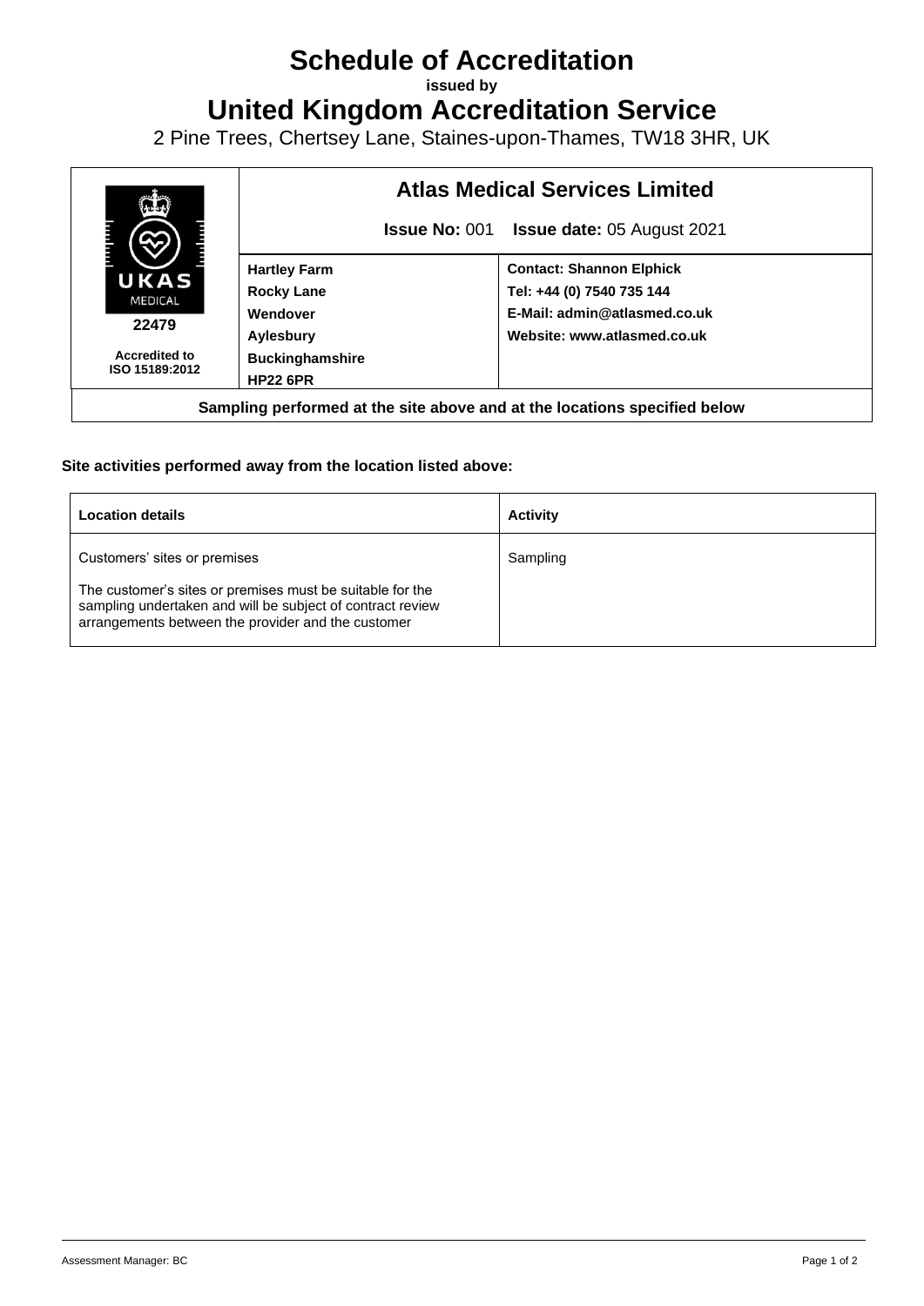# Schedule of Accreditation

**issued by**

# United Kingdom Accreditation Service

2 Pine Trees, Chertsey Lane, Staines-upon-Thames, TW18 3HR, UK

| UKAS MEDICAL 22479 Accredited to ISO 15189:2012 | **Atlas Medical Services Limited** | |
|---|---|---|
| | **Issue No:** 001 **Issue date:** 05 August 2021 | |
| | **Hartley Farm**<br>**Rocky Lane**<br>**Wendover**<br>**Aylesbury**<br>**Buckinghamshire**<br>**HP22 6PR** | **Contact: Shannon Elphick**<br>**Tel: +44 (0) 7540 735 144**<br>**E-Mail: admin@atlasmed.co.uk**<br>**Website: www.atlasmed.co.uk** |

**Sampling performed at the site above and at the locations specified below**

**Site activities performed away from the location listed above:**

| **Location details** | **Activity** |
|---|---|
| Customers' sites or premises<br><br>The customer's sites or premises must be suitable for the sampling undertaken and will be subject of contract review arrangements between the provider and the customer | Sampling |

Assessment Manager: BC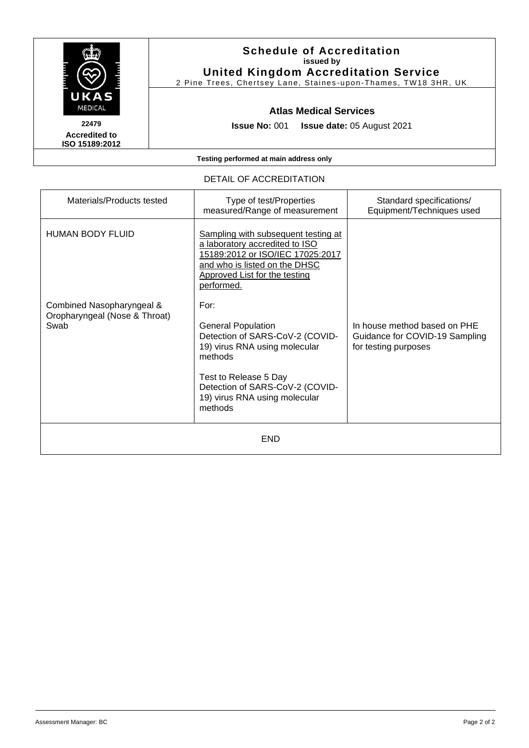**Schedule of Accreditation**
**issued by**
**United Kingdom Accreditation Service**
2 Pine Trees, Chertsey Lane, Staines-upon-Thames, TW18 3HR, UK

**22479**
**Accredited to ISO 15189:2012**

**Atlas Medical Services**

**Issue No:** 001 **Issue date:** 05 August 2021

**Testing performed at main address only**

DETAIL OF ACCREDITATION

| Materials/Products tested | Type of test/Properties measured/Range of measurement | Standard specifications/ Equipment/Techniques used |
|---|---|---|
| HUMAN BODY FLUID | Sampling with subsequent testing at a laboratory accredited to ISO 15189:2012 or ISO/IEC 17025:2017 and who is listed on the DHSC Approved List for the testing performed. | |
| Combined Nasopharyngeal & Oropharyngeal (Nose & Throat) Swab | For: | |
| | General Population Detection of SARS-CoV-2 (COVID-19) virus RNA using molecular methods | In house method based on PHE Guidance for COVID-19 Sampling for testing purposes |
| | Test to Release 5 Day Detection of SARS-CoV-2 (COVID-19) virus RNA using molecular methods | |

END

Assessment Manager: BC